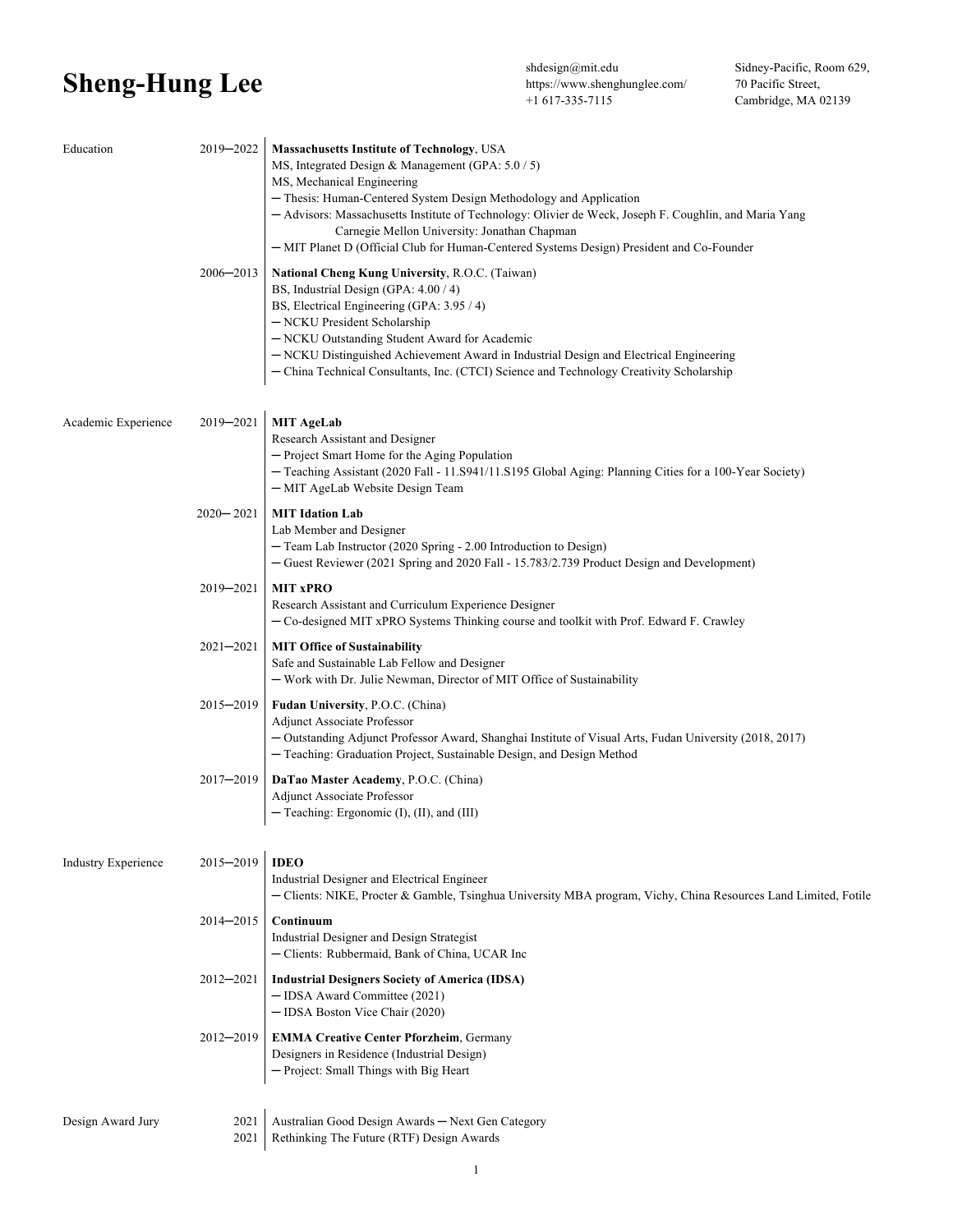# Sheng-Hung Lee

shdesign@mit.edu
https://www.shenghunglee.com/
+1 617-335-7115

Sidney-Pacific, Room 629,
70 Pacific Street,
Cambridge, MA 02139

## Education

**2019–2022** **Massachusetts Institute of Technology**, USA
MS, Integrated Design & Management (GPA: 5.0 / 5)
MS, Mechanical Engineering
– Thesis: Human-Centered System Design Methodology and Application
– Advisors: Massachusetts Institute of Technology: Olivier de Weck, Joseph F. Coughlin, and Maria Yang
Carnegie Mellon University: Jonathan Chapman
– MIT Planet D (Official Club for Human-Centered Systems Design) President and Co-Founder

**2006–2013** **National Cheng Kung University**, R.O.C. (Taiwan)
BS, Industrial Design (GPA: 4.00 / 4)
BS, Electrical Engineering (GPA: 3.95 / 4)
– NCKU President Scholarship
– NCKU Outstanding Student Award for Academic
– NCKU Distinguished Achievement Award in Industrial Design and Electrical Engineering
– China Technical Consultants, Inc. (CTCI) Science and Technology Creativity Scholarship

## Academic Experience

**2019–2021** **MIT AgeLab**
Research Assistant and Designer
– Project Smart Home for the Aging Population
– Teaching Assistant (2020 Fall - 11.S941/11.S195 Global Aging: Planning Cities for a 100-Year Society)
– MIT AgeLab Website Design Team

**2020– 2021** **MIT Idation Lab**
Lab Member and Designer
– Team Lab Instructor (2020 Spring - 2.00 Introduction to Design)
– Guest Reviewer (2021 Spring and 2020 Fall - 15.783/2.739 Product Design and Development)

**2019–2021** **MIT xPRO**
Research Assistant and Curriculum Experience Designer
– Co-designed MIT xPRO Systems Thinking course and toolkit with Prof. Edward F. Crawley

**2021–2021** **MIT Office of Sustainability**
Safe and Sustainable Lab Fellow and Designer
– Work with Dr. Julie Newman, Director of MIT Office of Sustainability

**2015–2019** **Fudan University**, P.O.C. (China)
Adjunct Associate Professor
– Outstanding Adjunct Professor Award, Shanghai Institute of Visual Arts, Fudan University (2018, 2017)
– Teaching: Graduation Project, Sustainable Design, and Design Method

**2017–2019** **DaTao Master Academy**, P.O.C. (China)
Adjunct Associate Professor
– Teaching: Ergonomic (I), (II), and (III)

## Industry Experience

**2015–2019** **IDEO**
Industrial Designer and Electrical Engineer
– Clients: NIKE, Procter & Gamble, Tsinghua University MBA program, Vichy, China Resources Land Limited, Fotile

**2014–2015** **Continuum**
Industrial Designer and Design Strategist
– Clients: Rubbermaid, Bank of China, UCAR Inc

**2012–2021** **Industrial Designers Society of America (IDSA)**
– IDSA Award Committee (2021)
– IDSA Boston Vice Chair (2020)

**2012–2019** **EMMA Creative Center Pforzheim**, Germany
Designers in Residence (Industrial Design)
– Project: Small Things with Big Heart

## Design Award Jury

**2021** Australian Good Design Awards – Next Gen Category
**2021** Rethinking The Future (RTF) Design Awards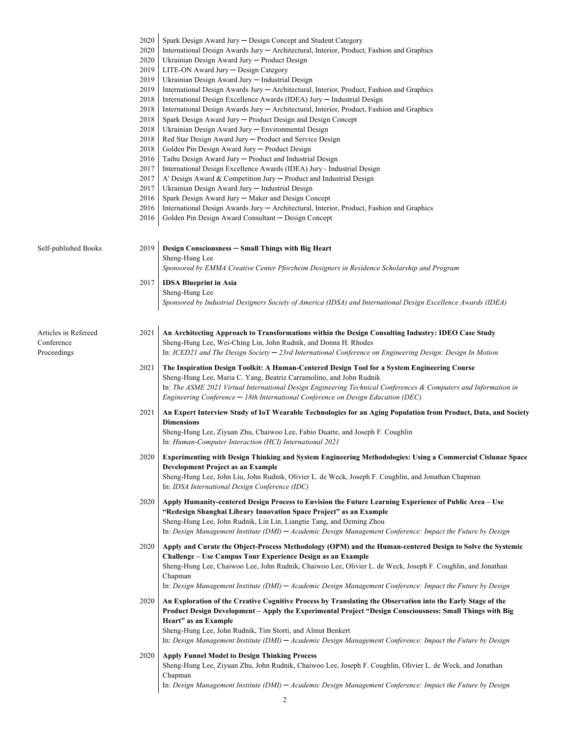2020 | Spark Design Award Jury ─ Design Concept and Student Category
2020 | International Design Awards Jury ─ Architectural, Interior, Product, Fashion and Graphics
2020 | Ukrainian Design Award Jury ─ Product Design
2019 | LITE-ON Award Jury ─ Design Category
2019 | Ukrainian Design Award Jury ─ Industrial Design
2019 | International Design Awards Jury ─ Architectural, Interior, Product, Fashion and Graphics
2018 | International Design Excellence Awards (IDEA) Jury ─ Industrial Design
2018 | International Design Awards Jury ─ Architectural, Interior, Product, Fashion and Graphics
2018 | Spark Design Award Jury ─ Product Design and Design Concept
2018 | Ukrainian Design Award Jury ─ Environmental Design
2018 | Red Star Design Award Jury ─ Product and Service Design
2018 | Golden Pin Design Award Jury ─ Product Design
2016 | Taihu Design Award Jury ─ Product and Industrial Design
2017 | International Design Excellence Awards (IDEA) Jury - Industrial Design
2017 | A' Design Award & Competition Jury ─ Product and Industrial Design
2017 | Ukrainian Design Award Jury ─ Industrial Design
2016 | Spark Design Award Jury ─ Maker and Design Concept
2016 | International Design Awards Jury ─ Architectural, Interior, Product, Fashion and Graphics
2016 | Golden Pin Design Award Consultant ─ Design Concept

## Self-published Books

2019 | **Design Consciousness ─ Small Things with Big Heart**
Sheng-Hung Lee
*Sponsored by EMMA Creative Center Pforzheim Designers in Residence Scholarship and Program*

2017 | **IDSA Blueprint in Asia**
Sheng-Hung Lee
*Sponsored by Industrial Designers Society of America (IDSA) and International Design Excellence Awards (IDEA)*

## Articles in Refereed Conference Proceedings

2021 | **An Architecting Approach to Transformations within the Design Consulting Industry: IDEO Case Study**
Sheng-Hung Lee, Wei-Ching Lin, John Rudnik, and Donna H. Rhodes
In: *ICED21 and The Design Society ─ 23rd International Conference on Engineering Design: Design In Motion*

2021 | **The Inspiration Design Toolkit: A Human-Centered Design Tool for a System Engineering Course**
Sheng-Hung Lee, Maria C. Yang, Beatriz Carramolino, and John Rudnik
In: *The ASME 2021 Virtual International Design Engineering Technical Conferences & Computers and Information in Engineering Conference ─ 18th International Conference on Design Education (DEC)*

2021 | **An Expert Interview Study of IoT Wearable Technologies for an Aging Population from Product, Data, and Society Dimensions**
Sheng-Hung Lee, Ziyuan Zhu, Chaiwoo Lee, Fabio Duarte, and Joseph F. Coughlin
In: *Human-Computer Interaction (HCI) International 2021*

2020 | **Experimenting with Design Thinking and System Engineering Methodologies: Using a Commercial Cislunar Space Development Project as an Example**
Sheng-Hung Lee, John Liu, John Rudnik, Olivier L. de Weck, Joseph F. Coughlin, and Jonathan Chapman
In: *IDSA International Design Conference (IDC)*

2020 | **Apply Humanity-centered Design Process to Envision the Future Learning Experience of Public Area – Use "Redesign Shanghai Library Innovation Space Project" as an Example**
Sheng-Hung Lee, John Rudnik, Lin Lin, Liangtie Tang, and Deming Zhou
In: *Design Management Institute (DMI) ─ Academic Design Management Conference: Impact the Future by Design*

2020 | **Apply and Curate the Object-Process Methodology (OPM) and the Human-centered Design to Solve the Systemic Challenge – Use Campus Tour Experience Design as an Example**
Sheng-Hung Lee, Chaiwoo Lee, John Rudnik, Chaiwoo Lee, Olivier L. de Weck, Joseph F. Coughlin, and Jonathan Chapman
In: *Design Management Institute (DMI) ─ Academic Design Management Conference: Impact the Future by Design*

2020 | **An Exploration of the Creative Cognitive Process by Translating the Observation into the Early Stage of the Product Design Development – Apply the Experimental Project "Design Consciousness: Small Things with Big Heart" as an Example**
Sheng-Hung Lee, John Rudnik, Tim Storti, and Almut Benkert
In: *Design Management Institute (DMI) ─ Academic Design Management Conference: Impact the Future by Design*

2020 | **Apply Funnel Model to Design Thinking Process**
Sheng-Hung Lee, Ziyuan Zhu, John Rudnik, Chaiwoo Lee, Joseph F. Coughlin, Olivier L. de Weck, and Jonathan Chapman
In: *Design Management Institute (DMI) ─ Academic Design Management Conference: Impact the Future by Design*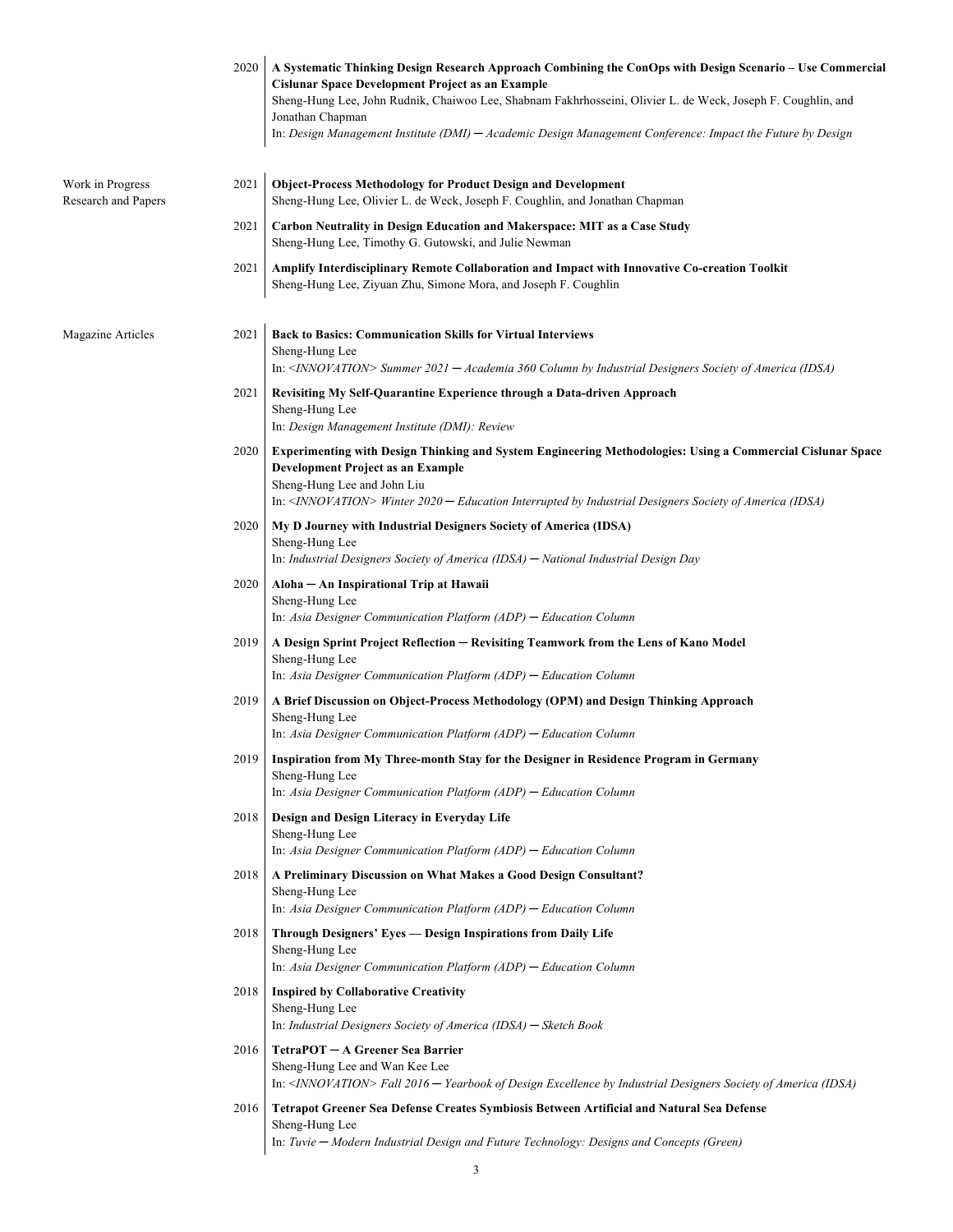2020 | **A Systematic Thinking Design Research Approach Combining the ConOps with Design Scenario – Use Commercial Cislunar Space Development Project as an Example**
Sheng-Hung Lee, John Rudnik, Chaiwoo Lee, Shabnam Fakhrhosseini, Olivier L. de Weck, Joseph F. Coughlin, and Jonathan Chapman
In: *Design Management Institute (DMI) ─ Academic Design Management Conference: Impact the Future by Design*

## Work in Progress Research and Papers

2021 | **Object-Process Methodology for Product Design and Development**
Sheng-Hung Lee, Olivier L. de Weck, Joseph F. Coughlin, and Jonathan Chapman

2021 | **Carbon Neutrality in Design Education and Makerspace: MIT as a Case Study**
Sheng-Hung Lee, Timothy G. Gutowski, and Julie Newman

2021 | **Amplify Interdisciplinary Remote Collaboration and Impact with Innovative Co-creation Toolkit**
Sheng-Hung Lee, Ziyuan Zhu, Simone Mora, and Joseph F. Coughlin

## Magazine Articles

2021 | **Back to Basics: Communication Skills for Virtual Interviews**
Sheng-Hung Lee
In: *<INNOVATION> Summer 2021 ─ Academia 360 Column by Industrial Designers Society of America (IDSA)*

2021 | **Revisiting My Self-Quarantine Experience through a Data-driven Approach**
Sheng-Hung Lee
In: *Design Management Institute (DMI): Review*

2020 | **Experimenting with Design Thinking and System Engineering Methodologies: Using a Commercial Cislunar Space Development Project as an Example**
Sheng-Hung Lee and John Liu
In: *<INNOVATION> Winter 2020 ─ Education Interrupted by Industrial Designers Society of America (IDSA)*

2020 | **My D Journey with Industrial Designers Society of America (IDSA)**
Sheng-Hung Lee
In: *Industrial Designers Society of America (IDSA) ─ National Industrial Design Day*

2020 | **Aloha ─ An Inspirational Trip at Hawaii**
Sheng-Hung Lee
In: *Asia Designer Communication Platform (ADP) ─ Education Column*

2019 | **A Design Sprint Project Reflection ─ Revisiting Teamwork from the Lens of Kano Model**
Sheng-Hung Lee
In: *Asia Designer Communication Platform (ADP) ─ Education Column*

2019 | **A Brief Discussion on Object-Process Methodology (OPM) and Design Thinking Approach**
Sheng-Hung Lee
In: *Asia Designer Communication Platform (ADP) ─ Education Column*

2019 | **Inspiration from My Three-month Stay for the Designer in Residence Program in Germany**
Sheng-Hung Lee
In: *Asia Designer Communication Platform (ADP) ─ Education Column*

2018 | **Design and Design Literacy in Everyday Life**
Sheng-Hung Lee
In: *Asia Designer Communication Platform (ADP) ─ Education Column*

2018 | **A Preliminary Discussion on What Makes a Good Design Consultant?**
Sheng-Hung Lee
In: *Asia Designer Communication Platform (ADP) ─ Education Column*

2018 | **Through Designers' Eyes — Design Inspirations from Daily Life**
Sheng-Hung Lee
In: *Asia Designer Communication Platform (ADP) ─ Education Column*

2018 | **Inspired by Collaborative Creativity**
Sheng-Hung Lee
In: *Industrial Designers Society of America (IDSA) ─ Sketch Book*

2016 | **TetraPOT ─ A Greener Sea Barrier**
Sheng-Hung Lee and Wan Kee Lee
In: *<INNOVATION> Fall 2016 ─ Yearbook of Design Excellence by Industrial Designers Society of America (IDSA)*

2016 | **Tetrapot Greener Sea Defense Creates Symbiosis Between Artificial and Natural Sea Defense**
Sheng-Hung Lee
In: *Tuvie ─ Modern Industrial Design and Future Technology: Designs and Concepts (Green)*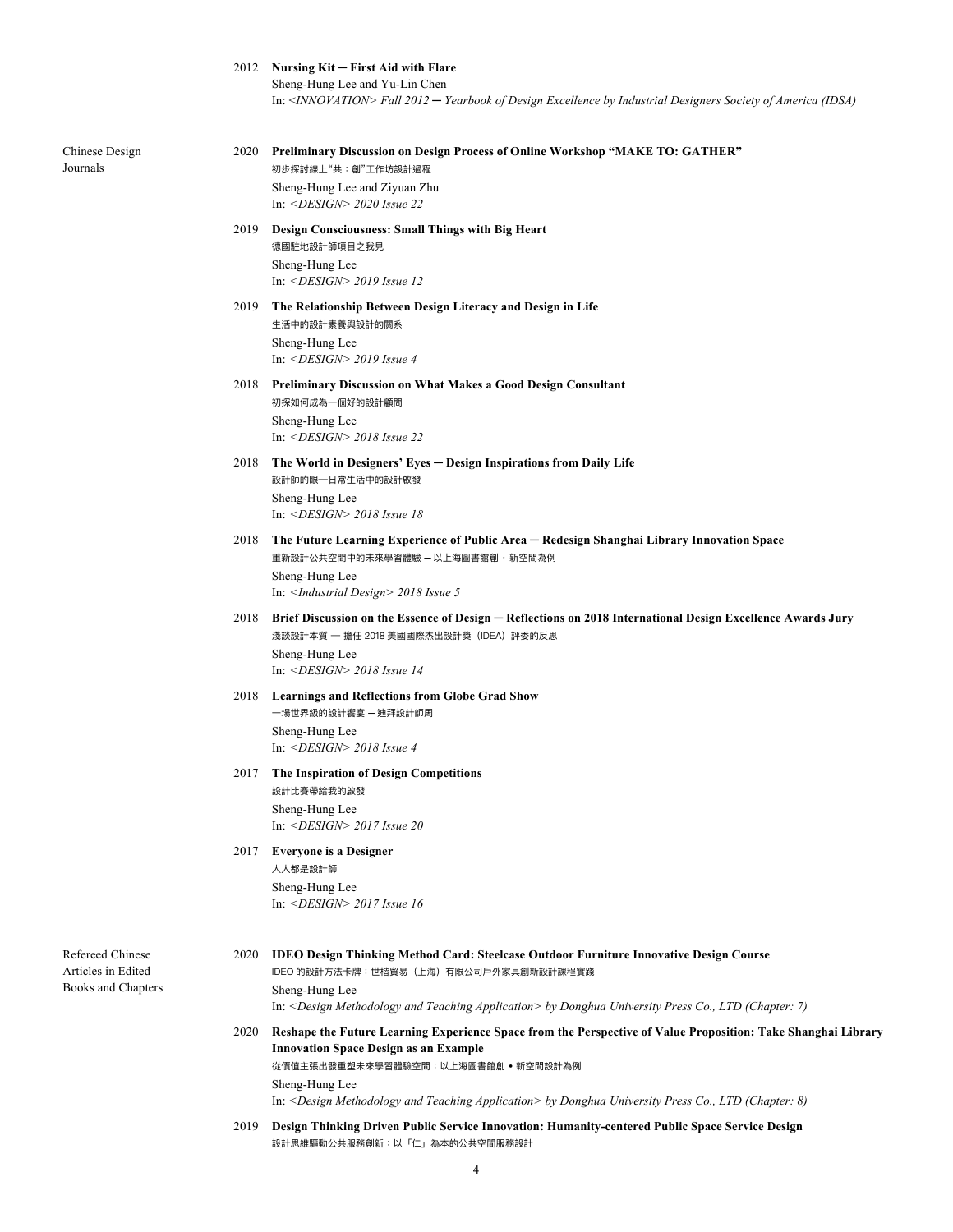2012 **Nursing Kit ─ First Aid with Flare**
Sheng-Hung Lee and Yu-Lin Chen
In: *<INNOVATION> Fall 2012 ─ Yearbook of Design Excellence by Industrial Designers Society of America (IDSA)*

## Chinese Design Journals

2020 **Preliminary Discussion on Design Process of Online Workshop "MAKE TO: GATHER"**
初步探討線上"共：創"工作坊設計過程
Sheng-Hung Lee and Ziyuan Zhu
In: *<DESIGN> 2020 Issue 22*

2019 **Design Consciousness: Small Things with Big Heart**
德國駐地設計師項目之我見
Sheng-Hung Lee
In: *<DESIGN> 2019 Issue 12*

2019 **The Relationship Between Design Literacy and Design in Life**
生活中的設計素養與設計的關系
Sheng-Hung Lee
In: *<DESIGN> 2019 Issue 4*

2018 **Preliminary Discussion on What Makes a Good Design Consultant**
初探如何成為一個好的設計顧問
Sheng-Hung Lee
In: *<DESIGN> 2018 Issue 22*

2018 **The World in Designers' Eyes ─ Design Inspirations from Daily Life**
設計師的眼─日常生活中的設計啟發
Sheng-Hung Lee
In: *<DESIGN> 2018 Issue 18*

2018 **The Future Learning Experience of Public Area ─ Redesign Shanghai Library Innovation Space**
重新設計公共空間中的未來學習體驗 ─ 以上海圖書館創・新空間為例
Sheng-Hung Lee
In: *<Industrial Design> 2018 Issue 5*

2018 **Brief Discussion on the Essence of Design ─ Reflections on 2018 International Design Excellence Awards Jury**
淺談設計本質 — 擔任 2018 美國國際杰出設計獎（IDEA）評委的反思
Sheng-Hung Lee
In: *<DESIGN> 2018 Issue 14*

2018 **Learnings and Reflections from Globe Grad Show**
一場世界級的設計饗宴 ─ 迪拜設計師周
Sheng-Hung Lee
In: *<DESIGN> 2018 Issue 4*

2017 **The Inspiration of Design Competitions**
設計比賽帶給我的啟發
Sheng-Hung Lee
In: *<DESIGN> 2017 Issue 20*

2017 **Everyone is a Designer**
人人都是設計師
Sheng-Hung Lee
In: *<DESIGN> 2017 Issue 16*

## Refereed Chinese Articles in Edited Books and Chapters

2020 **IDEO Design Thinking Method Card: Steelcase Outdoor Furniture Innovative Design Course**
IDEO 的設計方法卡牌：世楷貿易（上海）有限公司戶外家具創新設計課程實踐
Sheng-Hung Lee
In: *<Design Methodology and Teaching Application> by Donghua University Press Co., LTD (Chapter: 7)*

2020 **Reshape the Future Learning Experience Space from the Perspective of Value Proposition: Take Shanghai Library Innovation Space Design as an Example**
從價值主張出發重塑未來學習體驗空間：以上海圖書館創 • 新空間設計為例
Sheng-Hung Lee
In: *<Design Methodology and Teaching Application> by Donghua University Press Co., LTD (Chapter: 8)*

2019 **Design Thinking Driven Public Service Innovation: Humanity-centered Public Space Service Design**
設計思維驅動公共服務創新：以「仁」為本的公共空間服務設計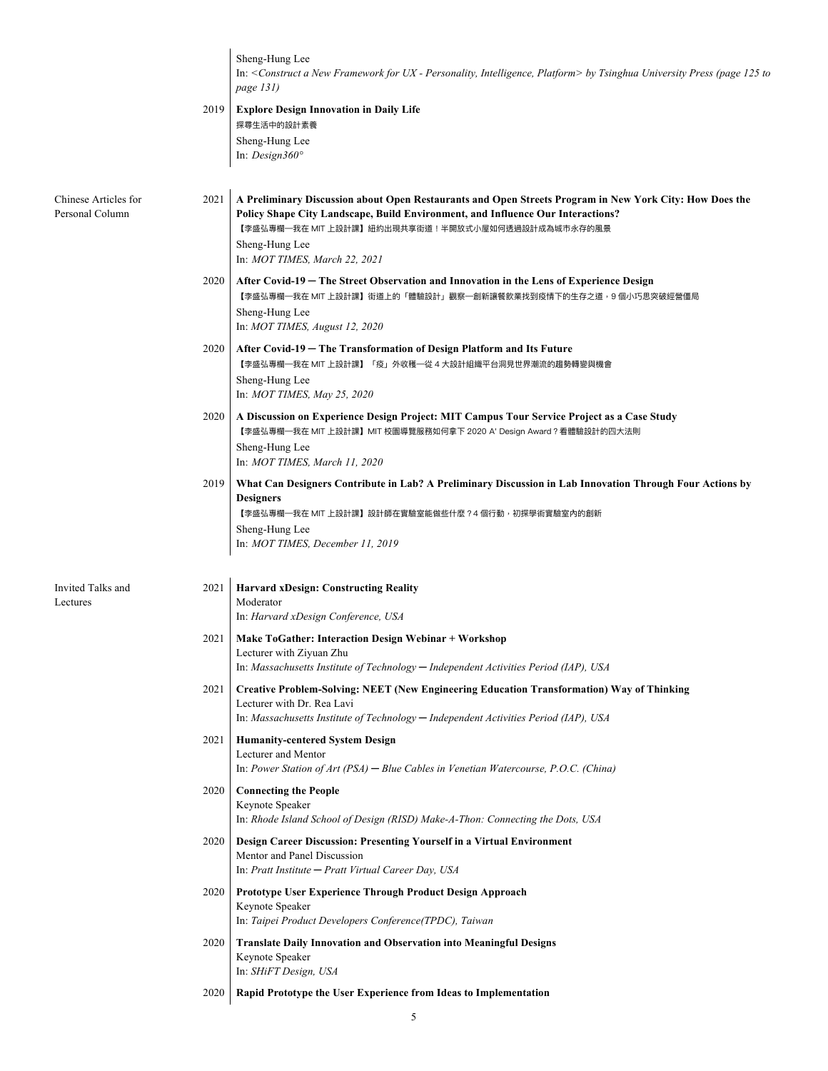Sheng-Hung Lee
In: *<Construct a New Framework for UX - Personality, Intelligence, Platform> by Tsinghua University Press (page 125 to page 131)*

2019 **Explore Design Innovation in Daily Life**
探尋生活中的設計素養
Sheng-Hung Lee
In: *Design360°*

## Chinese Articles for Personal Column

2021 **A Preliminary Discussion about Open Restaurants and Open Streets Program in New York City: How Does the Policy Shape City Landscape, Build Environment, and Influence Our Interactions?**
【李盛弘專欄—我在 MIT 上設計課】紐約出現共享街道！半開放式小屋如何透過設計成為城市永存的風景
Sheng-Hung Lee
In: *MOT TIMES, March 22, 2021*

2020 **After Covid-19 ─ The Street Observation and Innovation in the Lens of Experience Design**
【李盛弘專欄—我在 MIT 上設計課】街道上的「體驗設計」觀察—創新讓餐飲業找到疫情下的生存之道，9 個小巧思突破經營僵局
Sheng-Hung Lee
In: *MOT TIMES, August 12, 2020*

2020 **After Covid-19 ─ The Transformation of Design Platform and Its Future**
【李盛弘專欄—我在 MIT 上設計課】「疫」外收穫—從 4 大設計組織平台洞見世界潮流的趨勢轉變與機會
Sheng-Hung Lee
In: *MOT TIMES, May 25, 2020*

2020 **A Discussion on Experience Design Project: MIT Campus Tour Service Project as a Case Study**
【李盛弘專欄—我在 MIT 上設計課】MIT 校園導覽服務如何拿下 2020 A' Design Award？看體驗設計的四大法則
Sheng-Hung Lee
In: *MOT TIMES, March 11, 2020*

2019 **What Can Designers Contribute in Lab? A Preliminary Discussion in Lab Innovation Through Four Actions by Designers**
【李盛弘專欄—我在 MIT 上設計課】設計師在實驗室能做些什麼？4 個行動，初探學術實驗室內的創新
Sheng-Hung Lee
In: *MOT TIMES, December 11, 2019*

## Invited Talks and Lectures

2021 **Harvard xDesign: Constructing Reality**
Moderator
In: *Harvard xDesign Conference, USA*

2021 **Make ToGather: Interaction Design Webinar + Workshop**
Lecturer with Ziyuan Zhu
In: *Massachusetts Institute of Technology ─ Independent Activities Period (IAP), USA*

2021 **Creative Problem-Solving: NEET (New Engineering Education Transformation) Way of Thinking**
Lecturer with Dr. Rea Lavi
In: *Massachusetts Institute of Technology ─ Independent Activities Period (IAP), USA*

2021 **Humanity-centered System Design**
Lecturer and Mentor
In: *Power Station of Art (PSA) ─ Blue Cables in Venetian Watercourse, P.O.C. (China)*

2020 **Connecting the People**
Keynote Speaker
In: *Rhode Island School of Design (RISD) Make-A-Thon: Connecting the Dots, USA*

2020 **Design Career Discussion: Presenting Yourself in a Virtual Environment**
Mentor and Panel Discussion
In: *Pratt Institute ─ Pratt Virtual Career Day, USA*

2020 **Prototype User Experience Through Product Design Approach**
Keynote Speaker
In: *Taipei Product Developers Conference(TPDC), Taiwan*

2020 **Translate Daily Innovation and Observation into Meaningful Designs**
Keynote Speaker
In: *SHiFT Design, USA*

2020 **Rapid Prototype the User Experience from Ideas to Implementation**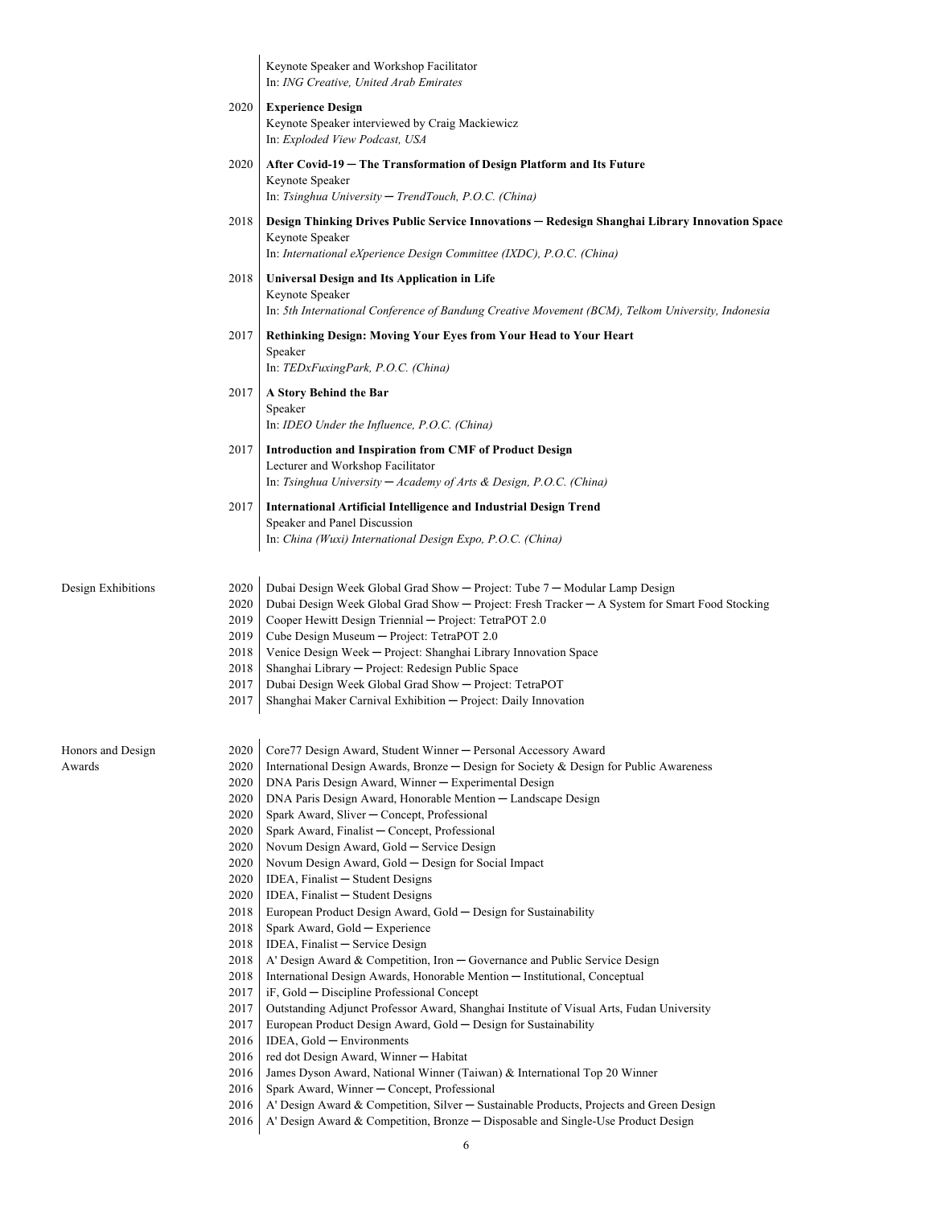Keynote Speaker and Workshop Facilitator
In: *ING Creative, United Arab Emirates*

2020 **Experience Design**
Keynote Speaker interviewed by Craig Mackiewicz
In: *Exploded View Podcast, USA*

2020 **After Covid-19 ─ The Transformation of Design Platform and Its Future**
Keynote Speaker
In: *Tsinghua University ─ TrendTouch, P.O.C. (China)*

2018 **Design Thinking Drives Public Service Innovations ─ Redesign Shanghai Library Innovation Space**
Keynote Speaker
In: *International eXperience Design Committee (IXDC), P.O.C. (China)*

2018 **Universal Design and Its Application in Life**
Keynote Speaker
In: *5th International Conference of Bandung Creative Movement (BCM), Telkom University, Indonesia*

2017 **Rethinking Design: Moving Your Eyes from Your Head to Your Heart**
Speaker
In: *TEDxFuxingPark, P.O.C. (China)*

2017 **A Story Behind the Bar**
Speaker
In: *IDEO Under the Influence, P.O.C. (China)*

2017 **Introduction and Inspiration from CMF of Product Design**
Lecturer and Workshop Facilitator
In: *Tsinghua University ─ Academy of Arts & Design, P.O.C. (China)*

2017 **International Artificial Intelligence and Industrial Design Trend**
Speaker and Panel Discussion
In: *China (Wuxi) International Design Expo, P.O.C. (China)*

## Design Exhibitions

2020 Dubai Design Week Global Grad Show ─ Project: Tube 7 ─ Modular Lamp Design
2020 Dubai Design Week Global Grad Show ─ Project: Fresh Tracker ─ A System for Smart Food Stocking
2019 Cooper Hewitt Design Triennial ─ Project: TetraPOT 2.0
2019 Cube Design Museum ─ Project: TetraPOT 2.0
2018 Venice Design Week ─ Project: Shanghai Library Innovation Space
2018 Shanghai Library ─ Project: Redesign Public Space
2017 Dubai Design Week Global Grad Show ─ Project: TetraPOT
2017 Shanghai Maker Carnival Exhibition ─ Project: Daily Innovation

## Honors and Design Awards

2020 Core77 Design Award, Student Winner ─ Personal Accessory Award
2020 International Design Awards, Bronze ─ Design for Society & Design for Public Awareness
2020 DNA Paris Design Award, Winner ─ Experimental Design
2020 DNA Paris Design Award, Honorable Mention ─ Landscape Design
2020 Spark Award, Sliver ─ Concept, Professional
2020 Spark Award, Finalist ─ Concept, Professional
2020 Novum Design Award, Gold ─ Service Design
2020 Novum Design Award, Gold ─ Design for Social Impact
2020 IDEA, Finalist ─ Student Designs
2020 IDEA, Finalist ─ Student Designs
2018 European Product Design Award, Gold ─ Design for Sustainability
2018 Spark Award, Gold ─ Experience
2018 IDEA, Finalist ─ Service Design
2018 A' Design Award & Competition, Iron ─ Governance and Public Service Design
2018 International Design Awards, Honorable Mention ─ Institutional, Conceptual
2017 iF, Gold ─ Discipline Professional Concept
2017 Outstanding Adjunct Professor Award, Shanghai Institute of Visual Arts, Fudan University
2017 European Product Design Award, Gold ─ Design for Sustainability
2016 IDEA, Gold ─ Environments
2016 red dot Design Award, Winner ─ Habitat
2016 James Dyson Award, National Winner (Taiwan) & International Top 20 Winner
2016 Spark Award, Winner ─ Concept, Professional
2016 A' Design Award & Competition, Silver ─ Sustainable Products, Projects and Green Design
2016 A' Design Award & Competition, Bronze ─ Disposable and Single-Use Product Design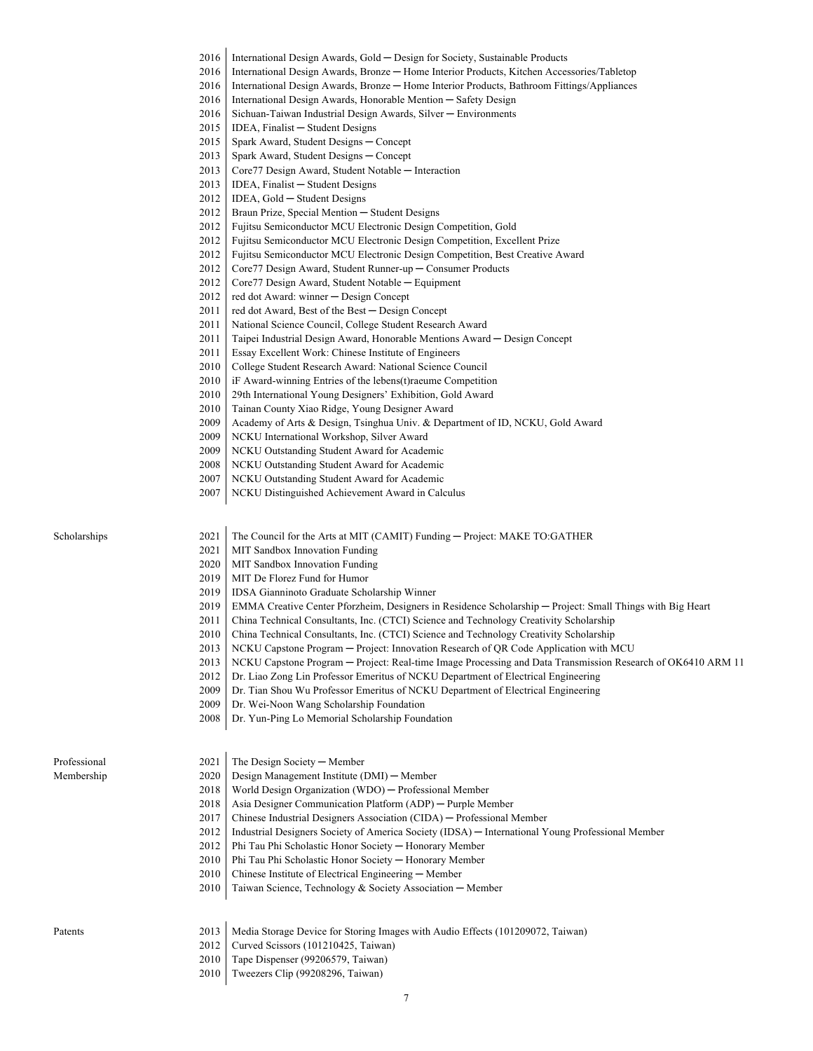2016 | International Design Awards, Gold ─ Design for Society, Sustainable Products
2016 | International Design Awards, Bronze ─ Home Interior Products, Kitchen Accessories/Tabletop
2016 | International Design Awards, Bronze ─ Home Interior Products, Bathroom Fittings/Appliances
2016 | International Design Awards, Honorable Mention ─ Safety Design
2016 | Sichuan-Taiwan Industrial Design Awards, Silver ─ Environments
2015 | IDEA, Finalist ─ Student Designs
2015 | Spark Award, Student Designs ─ Concept
2013 | Spark Award, Student Designs ─ Concept
2013 | Core77 Design Award, Student Notable ─ Interaction
2013 | IDEA, Finalist ─ Student Designs
2012 | IDEA, Gold ─ Student Designs
2012 | Braun Prize, Special Mention ─ Student Designs
2012 | Fujitsu Semiconductor MCU Electronic Design Competition, Gold
2012 | Fujitsu Semiconductor MCU Electronic Design Competition, Excellent Prize
2012 | Fujitsu Semiconductor MCU Electronic Design Competition, Best Creative Award
2012 | Core77 Design Award, Student Runner-up ─ Consumer Products
2012 | Core77 Design Award, Student Notable ─ Equipment
2012 | red dot Award: winner ─ Design Concept
2011 | red dot Award, Best of the Best ─ Design Concept
2011 | National Science Council, College Student Research Award
2011 | Taipei Industrial Design Award, Honorable Mentions Award ─ Design Concept
2011 | Essay Excellent Work: Chinese Institute of Engineers
2010 | College Student Research Award: National Science Council
2010 | iF Award-winning Entries of the lebens(t)raeume Competition
2010 | 29th International Young Designers' Exhibition, Gold Award
2010 | Tainan County Xiao Ridge, Young Designer Award
2009 | Academy of Arts & Design, Tsinghua Univ. & Department of ID, NCKU, Gold Award
2009 | NCKU International Workshop, Silver Award
2009 | NCKU Outstanding Student Award for Academic
2008 | NCKU Outstanding Student Award for Academic
2007 | NCKU Outstanding Student Award for Academic
2007 | NCKU Distinguished Achievement Award in Calculus

## Scholarships

2021 | The Council for the Arts at MIT (CAMIT) Funding ─ Project: MAKE TO:GATHER
2021 | MIT Sandbox Innovation Funding
2020 | MIT Sandbox Innovation Funding
2019 | MIT De Florez Fund for Humor
2019 | IDSA Gianninoto Graduate Scholarship Winner
2019 | EMMA Creative Center Pforzheim, Designers in Residence Scholarship ─ Project: Small Things with Big Heart
2011 | China Technical Consultants, Inc. (CTCI) Science and Technology Creativity Scholarship
2010 | China Technical Consultants, Inc. (CTCI) Science and Technology Creativity Scholarship
2013 | NCKU Capstone Program ─ Project: Innovation Research of QR Code Application with MCU
2013 | NCKU Capstone Program ─ Project: Real-time Image Processing and Data Transmission Research of OK6410 ARM 11
2012 | Dr. Liao Zong Lin Professor Emeritus of NCKU Department of Electrical Engineering
2009 | Dr. Tian Shou Wu Professor Emeritus of NCKU Department of Electrical Engineering
2009 | Dr. Wei-Noon Wang Scholarship Foundation
2008 | Dr. Yun-Ping Lo Memorial Scholarship Foundation

## Professional Membership

2021 | The Design Society ─ Member
2020 | Design Management Institute (DMI) ─ Member
2018 | World Design Organization (WDO) ─ Professional Member
2018 | Asia Designer Communication Platform (ADP) ─ Purple Member
2017 | Chinese Industrial Designers Association (CIDA) ─ Professional Member
2012 | Industrial Designers Society of America Society (IDSA) ─ International Young Professional Member
2012 | Phi Tau Phi Scholastic Honor Society ─ Honorary Member
2010 | Phi Tau Phi Scholastic Honor Society ─ Honorary Member
2010 | Chinese Institute of Electrical Engineering ─ Member
2010 | Taiwan Science, Technology & Society Association ─ Member

## Patents

2013 | Media Storage Device for Storing Images with Audio Effects (101209072, Taiwan)
2012 | Curved Scissors (101210425, Taiwan)
2010 | Tape Dispenser (99206579, Taiwan)
2010 | Tweezers Clip (99208296, Taiwan)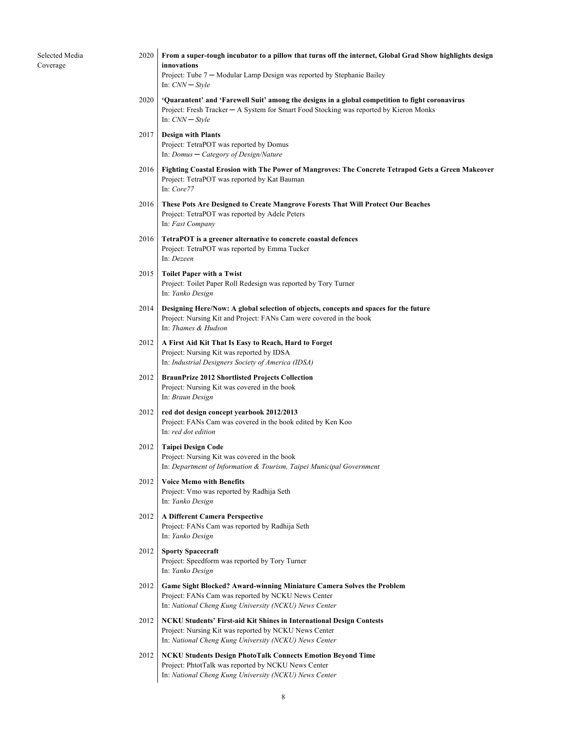Selected Media Coverage

2020 **From a super-tough incubator to a pillow that turns off the internet, Global Grad Show highlights design innovations**
Project: Tube 7 ─ Modular Lamp Design was reported by Stephanie Bailey
In: *CNN ─ Style*

2020 **'Quarantent' and 'Farewell Suit' among the designs in a global competition to fight coronavirus**
Project: Fresh Tracker ─ A System for Smart Food Stocking was reported by Kieron Monks
In: *CNN ─ Style*

2017 **Design with Plants**
Project: TetraPOT was reported by Domus
In: *Domus ─ Category of Design/Nature*

2016 **Fighting Coastal Erosion with The Power of Mangroves: The Concrete Tetrapod Gets a Green Makeover**
Project: TetraPOT was reported by Kat Bauman
In: *Core77*

2016 **These Pots Are Designed to Create Mangrove Forests That Will Protect Our Beaches**
Project: TetraPOT was reported by Adele Peters
In: *Fast Company*

2016 **TetraPOT is a greener alternative to concrete coastal defences**
Project: TetraPOT was reported by Emma Tucker
In: *Dezeen*

2015 **Toilet Paper with a Twist**
Project: Toilet Paper Roll Redesign was reported by Tory Turner
In: *Yanko Design*

2014 **Designing Here/Now: A global selection of objects, concepts and spaces for the future**
Project: Nursing Kit and Project: FANs Cam were covered in the book
In: *Thames & Hudson*

2012 **A First Aid Kit That Is Easy to Reach, Hard to Forget**
Project: Nursing Kit was reported by IDSA
In: *Industrial Designers Society of America (IDSA)*

2012 **BraunPrize 2012 Shortlisted Projects Collection**
Project: Nursing Kit was covered in the book
In: *Braun Design*

2012 **red dot design concept yearbook 2012/2013**
Project: FANs Cam was covered in the book edited by Ken Koo
In: *red dot edition*

2012 **Taipei Design Code**
Project: Nursing Kit was covered in the book
In: *Department of Information & Tourism, Taipei Municipal Government*

2012 **Voice Memo with Benefits**
Project: Vmo was reported by Radhija Seth
In: *Yanko Design*

2012 **A Different Camera Perspective**
Project: FANs Cam was reported by Radhija Seth
In: *Yanko Design*

2012 **Sporty Spacecraft**
Project: Speedform was reported by Tory Turner
In: *Yanko Design*

2012 **Game Sight Blocked? Award-winning Miniature Camera Solves the Problem**
Project: FANs Cam was reported by NCKU News Center
In: *National Cheng Kung University (NCKU) News Center*

2012 **NCKU Students' First-aid Kit Shines in International Design Contests**
Project: Nursing Kit was reported by NCKU News Center
In: *National Cheng Kung University (NCKU) News Center*

2012 **NCKU Students Design PhotoTalk Connects Emotion Beyond Time**
Project: PhtotTalk was reported by NCKU News Center
In: *National Cheng Kung University (NCKU) News Center*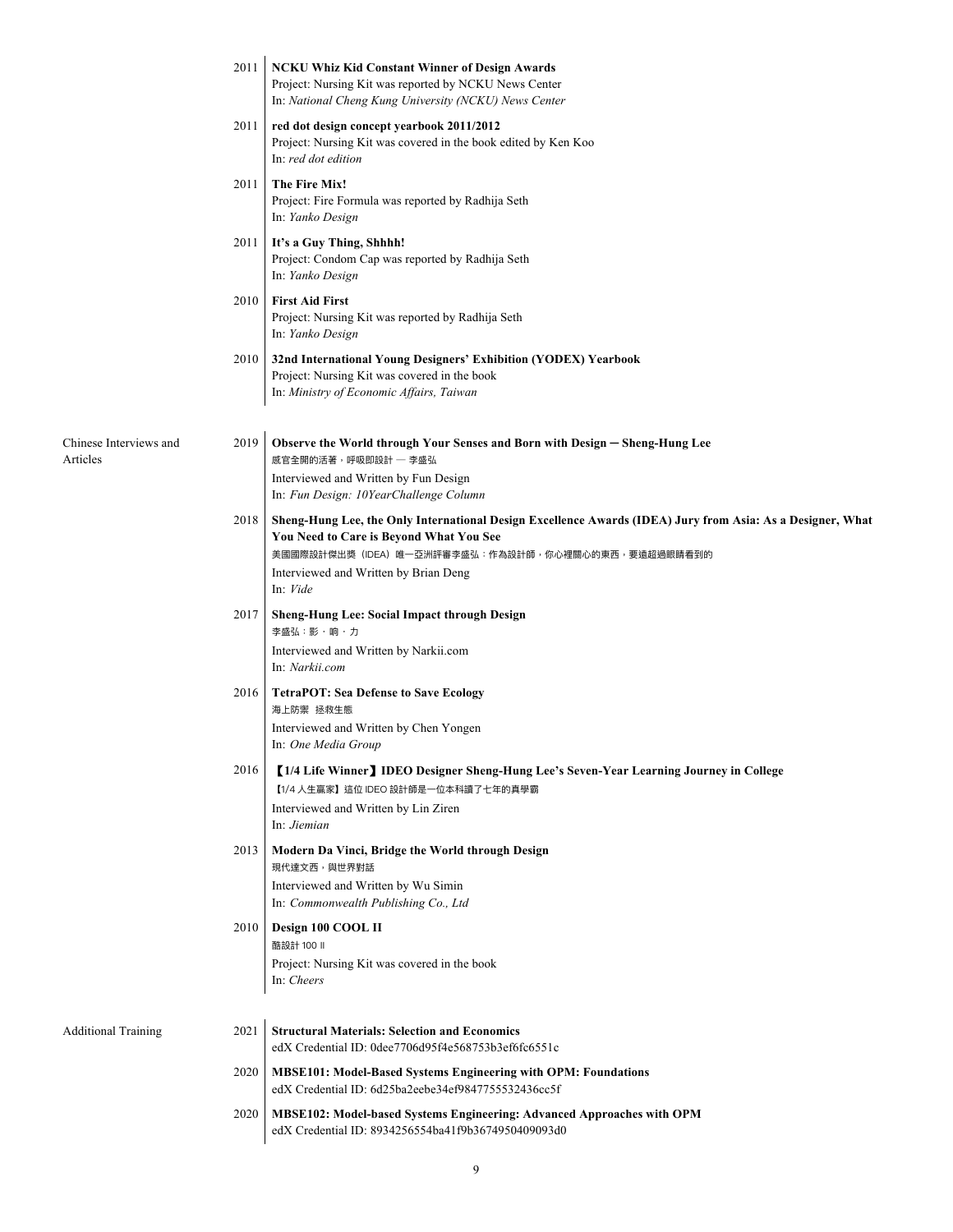2011 | **NCKU Whiz Kid Constant Winner of Design Awards**
Project: Nursing Kit was reported by NCKU News Center
In: *National Cheng Kung University (NCKU) News Center*

2011 | **red dot design concept yearbook 2011/2012**
Project: Nursing Kit was covered in the book edited by Ken Koo
In: *red dot edition*

2011 | **The Fire Mix!**
Project: Fire Formula was reported by Radhija Seth
In: *Yanko Design*

2011 | **It's a Guy Thing, Shhhh!**
Project: Condom Cap was reported by Radhija Seth
In: *Yanko Design*

2010 | **First Aid First**
Project: Nursing Kit was reported by Radhija Seth
In: *Yanko Design*

2010 | **32nd International Young Designers' Exhibition (YODEX) Yearbook**
Project: Nursing Kit was covered in the book
In: *Ministry of Economic Affairs, Taiwan*

## Chinese Interviews and Articles

2019 | **Observe the World through Your Senses and Born with Design ─ Sheng-Hung Lee**
感官全開的活著，呼吸即設計 — 李盛弘
Interviewed and Written by Fun Design
In: *Fun Design: 10YearChallenge Column*

2018 | **Sheng-Hung Lee, the Only International Design Excellence Awards (IDEA) Jury from Asia: As a Designer, What You Need to Care is Beyond What You See**
美國國際設計傑出獎（IDEA）唯一亞洲評審李盛弘：作為設計師，你心裡關心的東西，要遠超過眼睛看到的
Interviewed and Written by Brian Deng
In: *Vide*

2017 | **Sheng-Hung Lee: Social Impact through Design**
李盛弘：影．响．力
Interviewed and Written by Narkii.com
In: *Narkii.com*

2016 | **TetraPOT: Sea Defense to Save Ecology**
海上防禦 拯救生態
Interviewed and Written by Chen Yongen
In: *One Media Group*

2016 | **【1/4 Life Winner】IDEO Designer Sheng-Hung Lee's Seven-Year Learning Journey in College**
【1/4 人生贏家】這位 IDEO 設計師是一位本科讀了七年的真學霸
Interviewed and Written by Lin Ziren
In: *Jiemian*

2013 | **Modern Da Vinci, Bridge the World through Design**
現代達文西，與世界對話
Interviewed and Written by Wu Simin
In: *Commonwealth Publishing Co., Ltd*

2010 | **Design 100 COOL II**
酷設計 100 II
Project: Nursing Kit was covered in the book
In: *Cheers*

## Additional Training

2021 | **Structural Materials: Selection and Economics**
edX Credential ID: 0dee7706d95f4e568753b3ef6fc6551c

2020 | **MBSE101: Model-Based Systems Engineering with OPM: Foundations**
edX Credential ID: 6d25ba2eebe34ef9847755532436cc5f

2020 | **MBSE102: Model-based Systems Engineering: Advanced Approaches with OPM**
edX Credential ID: 8934256554ba41f9b3674950409093d0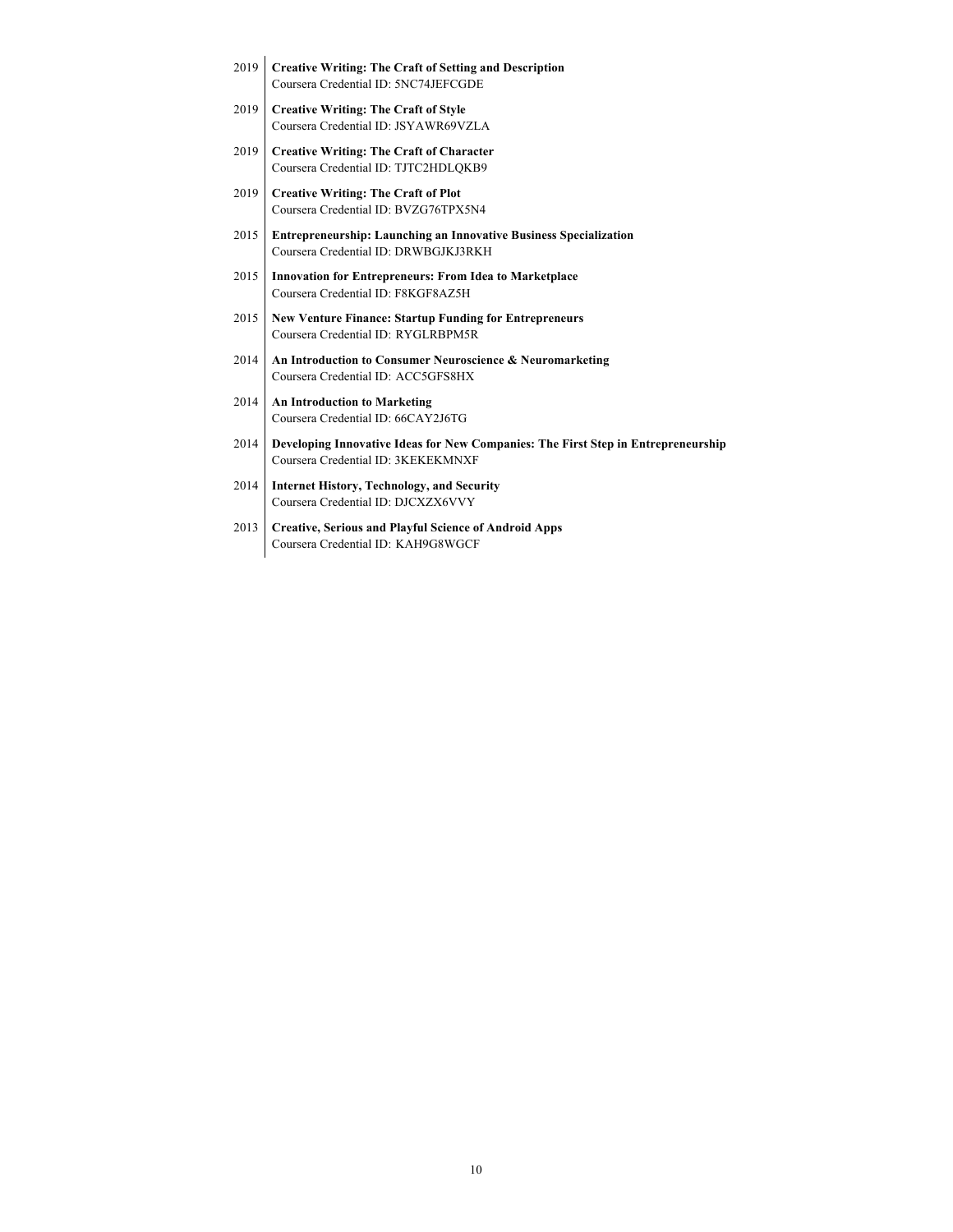2019 **Creative Writing: The Craft of Setting and Description**
Coursera Credential ID: 5NC74JEFCGDE

2019 **Creative Writing: The Craft of Style**
Coursera Credential ID: JSYAWR69VZLA

2019 **Creative Writing: The Craft of Character**
Coursera Credential ID: TJTC2HDLQKB9

2019 **Creative Writing: The Craft of Plot**
Coursera Credential ID: BVZG76TPX5N4

2015 **Entrepreneurship: Launching an Innovative Business Specialization**
Coursera Credential ID: DRWBGJKJ3RKH

2015 **Innovation for Entrepreneurs: From Idea to Marketplace**
Coursera Credential ID: F8KGF8AZ5H

2015 **New Venture Finance: Startup Funding for Entrepreneurs**
Coursera Credential ID: RYGLRBPM5R

2014 **An Introduction to Consumer Neuroscience & Neuromarketing**
Coursera Credential ID: ACC5GFS8HX

2014 **An Introduction to Marketing**
Coursera Credential ID: 66CAY2J6TG

2014 **Developing Innovative Ideas for New Companies: The First Step in Entrepreneurship**
Coursera Credential ID: 3KEKEKMNXF

2014 **Internet History, Technology, and Security**
Coursera Credential ID: DJCXZX6VVY

2013 **Creative, Serious and Playful Science of Android Apps**
Coursera Credential ID: KAH9G8WGCF